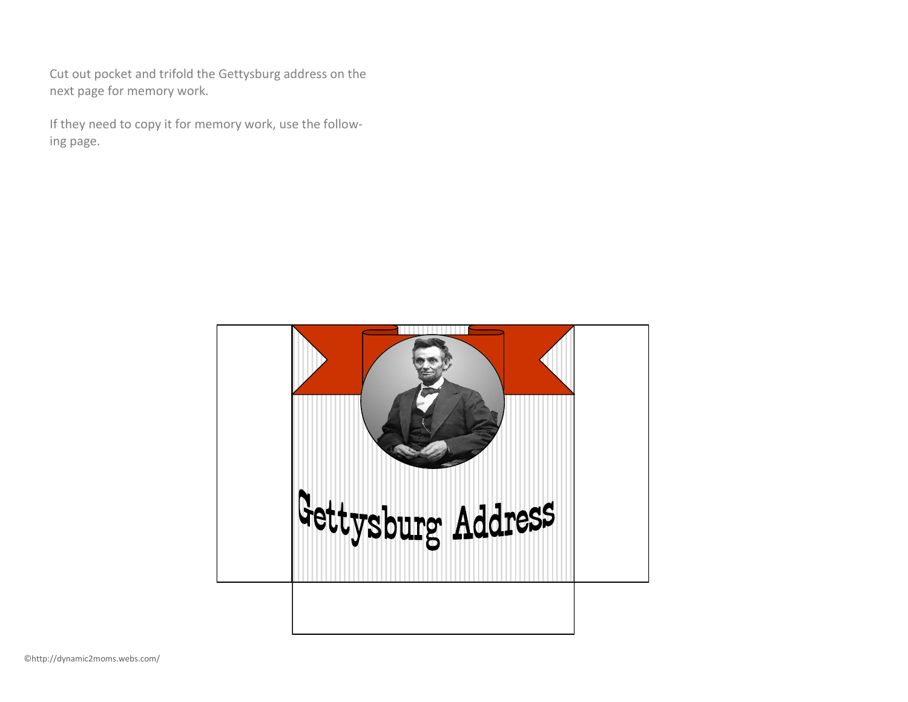Cut out pocket and trifold the Gettysburg address on the next page for memory work.

If they need to copy it for memory work, use the following page.

Gettysburg Address

©http://dynamic2moms.webs.com/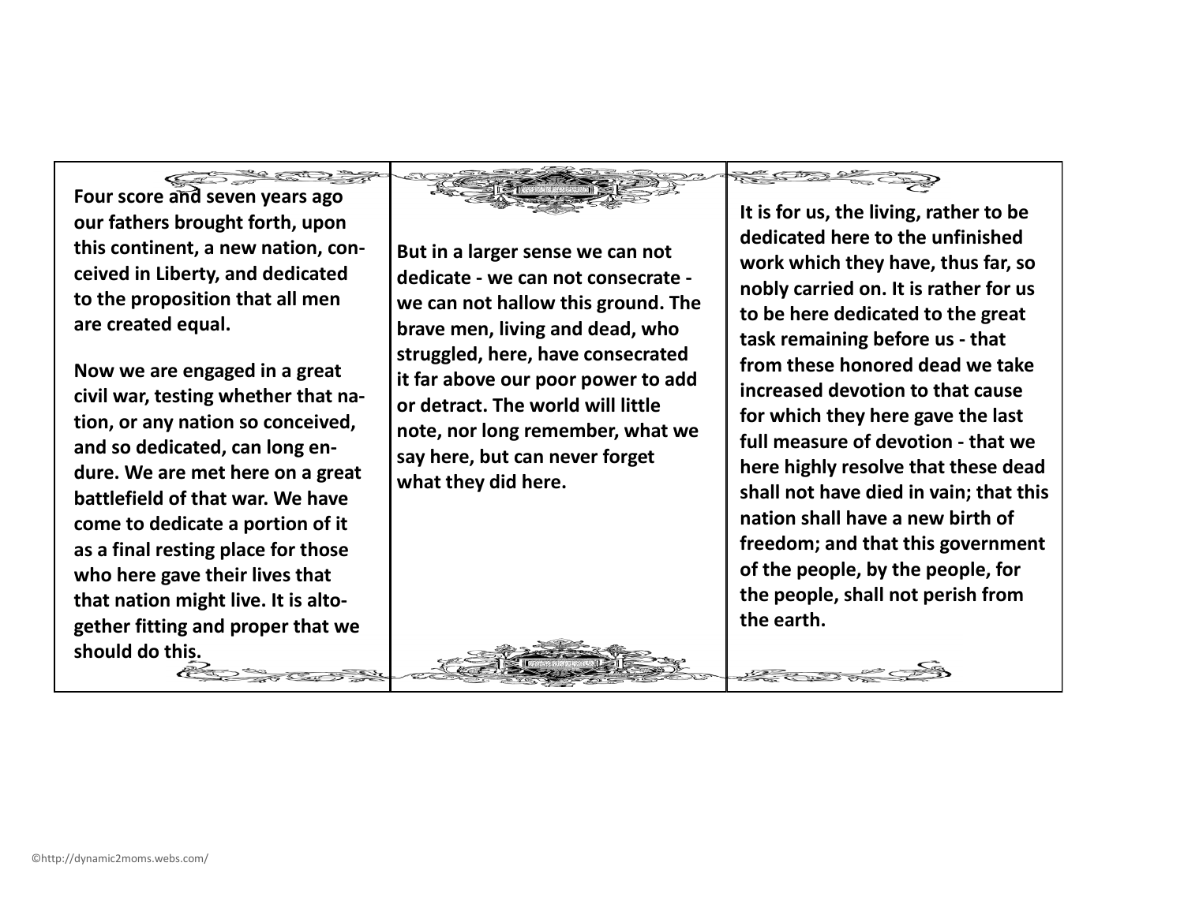**Four score and seven years ago our fathers brought forth, upon this continent, a new nation, conceived in Liberty, and dedicated to the proposition that all men are created equal.**

**Now we are engaged in a great civil war, testing whether that nation, or any nation so conceived, and so dedicated, can long endure. We are met here on a great battlefield of that war. We have come to dedicate a portion of it as a final resting place for those who here gave their lives that that nation might live. It is altogether fitting and proper that we should do this.**

**But in a larger sense we can not dedicate - we can not consecrate - we can not hallow this ground. The brave men, living and dead, who struggled, here, have consecrated it far above our poor power to add or detract. The world will little note, nor long remember, what we say here, but can never forget what they did here.**

**It is for us, the living, rather to be dedicated here to the unfinished work which they have, thus far, so nobly carried on. It is rather for us to be here dedicated to the great task remaining before us - that from these honored dead we take increased devotion to that cause for which they here gave the last full measure of devotion - that we here highly resolve that these dead shall not have died in vain; that this nation shall have a new birth of freedom; and that this government of the people, by the people, for the people, shall not perish from the earth.**

©http://dynamic2moms.webs.com/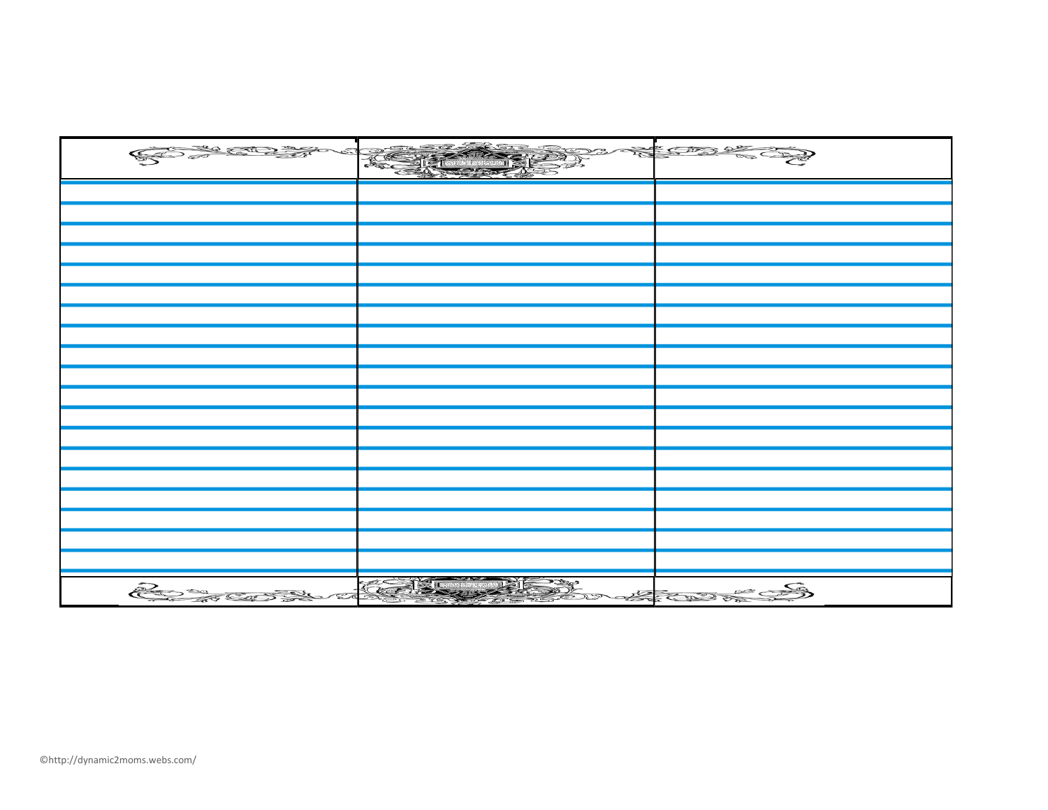©http://dynamic2moms.webs.com/